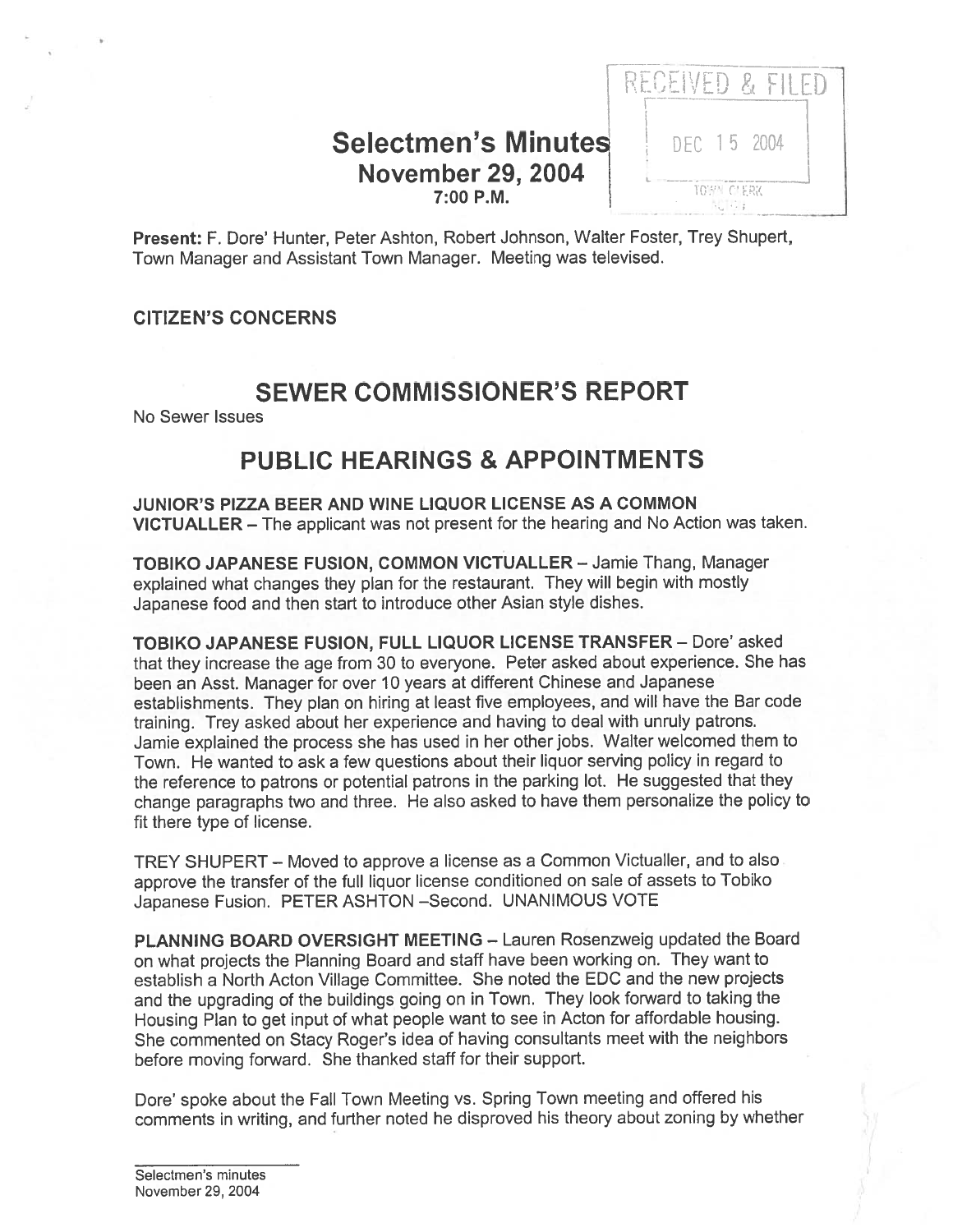RECEIVED & FILED

DEC 15 2004

TOWN CLERK

# Selectmen's Minutes
## November 29, 2004
### 7:00 P.M.

**Present:** F. Dore' Hunter, Peter Ashton, Robert Johnson, Walter Foster, Trey Shupert, Town Manager and Assistant Town Manager. Meeting was televised.

**CITIZEN'S CONCERNS**

## SEWER COMMISSIONER'S REPORT

No Sewer Issues

## PUBLIC HEARINGS & APPOINTMENTS

**JUNIOR'S PIZZA BEER AND WINE LIQUOR LICENSE AS A COMMON VICTUALLER** – The applicant was not present for the hearing and No Action was taken.

**TOBIKO JAPANESE FUSION, COMMON VICTUALLER** – Jamie Thang, Manager explained what changes they plan for the restaurant. They will begin with mostly Japanese food and then start to introduce other Asian style dishes.

**TOBIKO JAPANESE FUSION, FULL LIQUOR LICENSE TRANSFER** – Dore' asked that they increase the age from 30 to everyone. Peter asked about experience. She has been an Asst. Manager for over 10 years at different Chinese and Japanese establishments. They plan on hiring at least five employees, and will have the Bar code training. Trey asked about her experience and having to deal with unruly patrons. Jamie explained the process she has used in her other jobs. Walter welcomed them to Town. He wanted to ask a few questions about their liquor serving policy in regard to the reference to patrons or potential patrons in the parking lot. He suggested that they change paragraphs two and three. He also asked to have them personalize the policy to fit there type of license.

TREY SHUPERT – Moved to approve a license as a Common Victualler, and to also approve the transfer of the full liquor license conditioned on sale of assets to Tobiko Japanese Fusion. PETER ASHTON –Second. UNANIMOUS VOTE

**PLANNING BOARD OVERSIGHT MEETING** – Lauren Rosenzweig updated the Board on what projects the Planning Board and staff have been working on. They want to establish a North Acton Village Committee. She noted the EDC and the new projects and the upgrading of the buildings going on in Town. They look forward to taking the Housing Plan to get input of what people want to see in Acton for affordable housing. She commented on Stacy Roger's idea of having consultants meet with the neighbors before moving forward. She thanked staff for their support.

Dore' spoke about the Fall Town Meeting vs. Spring Town meeting and offered his comments in writing, and further noted he disproved his theory about zoning by whether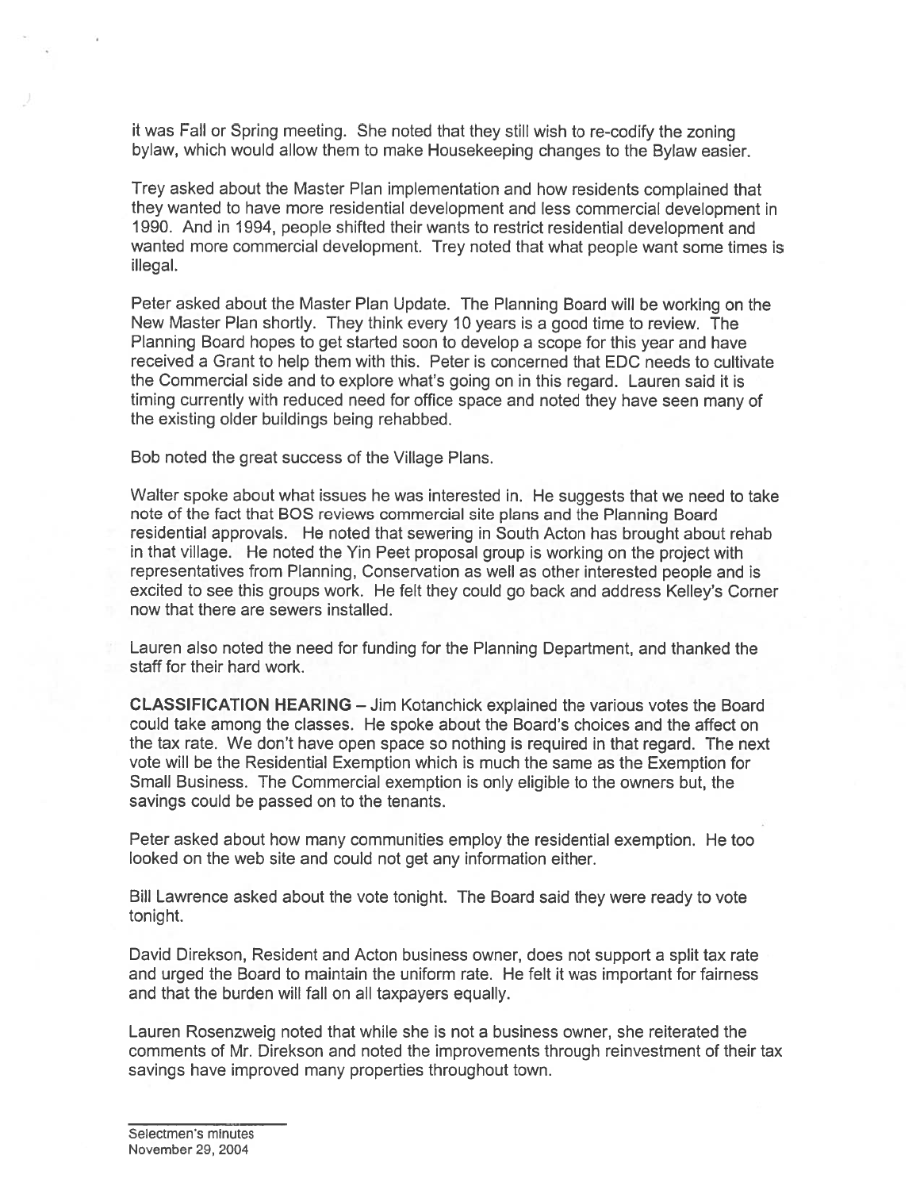it was Fall or Spring meeting. She noted that they still wish to re-codify the zoning bylaw, which would allow them to make Housekeeping changes to the Bylaw easier.

Trey asked about the Master Plan implementation and how residents complained that they wanted to have more residential development and less commercial development in 1990. And in 1994, people shifted their wants to restrict residential development and wanted more commercial development. Trey noted that what people want some times is illegal.

Peter asked about the Master Plan Update. The Planning Board will be working on the New Master Plan shortly. They think every 10 years is a good time to review. The Planning Board hopes to get started soon to develop a scope for this year and have received a Grant to help them with this. Peter is concerned that EDC needs to cultivate the Commercial side and to explore what's going on in this regard. Lauren said it is timing currently with reduced need for office space and noted they have seen many of the existing older buildings being rehabbed.

Bob noted the great success of the Village Plans.

Walter spoke about what issues he was interested in. He suggests that we need to take note of the fact that BOS reviews commercial site plans and the Planning Board residential approvals. He noted that sewering in South Acton has brought about rehab in that village. He noted the Yin Peet proposal group is working on the project with representatives from Planning, Conservation as well as other interested people and is excited to see this groups work. He felt they could go back and address Kelley's Corner now that there are sewers installed.

Lauren also noted the need for funding for the Planning Department, and thanked the staff for their hard work.

**CLASSIFICATION HEARING** – Jim Kotanchick explained the various votes the Board could take among the classes. He spoke about the Board's choices and the affect on the tax rate. We don't have open space so nothing is required in that regard. The next vote will be the Residential Exemption which is much the same as the Exemption for Small Business. The Commercial exemption is only eligible to the owners but, the savings could be passed on to the tenants.

Peter asked about how many communities employ the residential exemption. He too looked on the web site and could not get any information either.

Bill Lawrence asked about the vote tonight. The Board said they were ready to vote tonight.

David Direkson, Resident and Acton business owner, does not support a split tax rate and urged the Board to maintain the uniform rate. He felt it was important for fairness and that the burden will fall on all taxpayers equally.

Lauren Rosenzweig noted that while she is not a business owner, she reiterated the comments of Mr. Direkson and noted the improvements through reinvestment of their tax savings have improved many properties throughout town.

Selectmen's minutes
November 29, 2004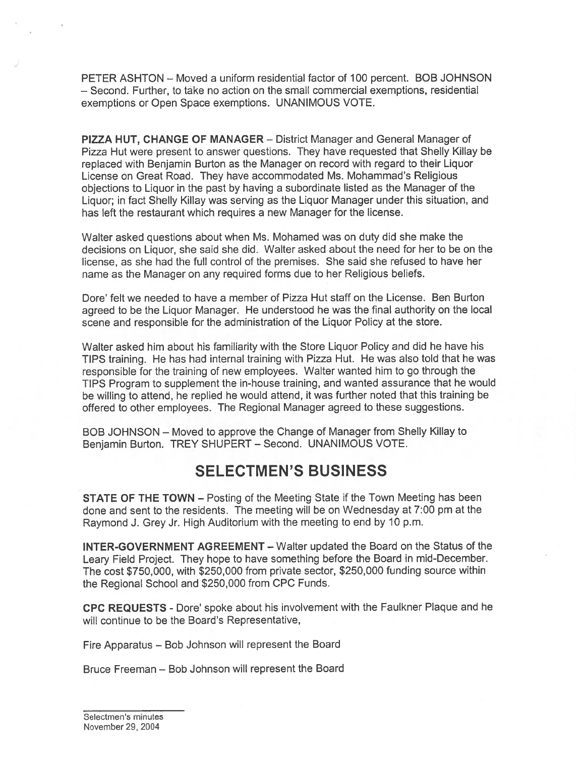PETER ASHTON – Moved a uniform residential factor of 100 percent. BOB JOHNSON – Second. Further, to take no action on the small commercial exemptions, residential exemptions or Open Space exemptions. UNANIMOUS VOTE.

**PIZZA HUT, CHANGE OF MANAGER** – District Manager and General Manager of Pizza Hut were present to answer questions. They have requested that Shelly Killay be replaced with Benjamin Burton as the Manager on record with regard to their Liquor License on Great Road. They have accommodated Ms. Mohammad's Religious objections to Liquor in the past by having a subordinate listed as the Manager of the Liquor; in fact Shelly Killay was serving as the Liquor Manager under this situation, and has left the restaurant which requires a new Manager for the license.

Walter asked questions about when Ms. Mohamed was on duty did she make the decisions on Liquor, she said she did. Walter asked about the need for her to be on the license, as she had the full control of the premises. She said she refused to have her name as the Manager on any required forms due to her Religious beliefs.

Dore' felt we needed to have a member of Pizza Hut staff on the License. Ben Burton agreed to be the Liquor Manager. He understood he was the final authority on the local scene and responsible for the administration of the Liquor Policy at the store.

Walter asked him about his familiarity with the Store Liquor Policy and did he have his TIPS training. He has had internal training with Pizza Hut. He was also told that he was responsible for the training of new employees. Walter wanted him to go through the TIPS Program to supplement the in-house training, and wanted assurance that he would be willing to attend, he replied he would attend, it was further noted that this training be offered to other employees. The Regional Manager agreed to these suggestions.

BOB JOHNSON – Moved to approve the Change of Manager from Shelly Killay to Benjamin Burton. TREY SHUPERT – Second. UNANIMOUS VOTE.

## SELECTMEN'S BUSINESS

**STATE OF THE TOWN** – Posting of the Meeting State if the Town Meeting has been done and sent to the residents. The meeting will be on Wednesday at 7:00 pm at the Raymond J. Grey Jr. High Auditorium with the meeting to end by 10 p.m.

**INTER-GOVERNMENT AGREEMENT** – Walter updated the Board on the Status of the Leary Field Project. They hope to have something before the Board in mid-December. The cost $750,000, with $250,000 from private sector, $250,000 funding source within the Regional School and $250,000 from CPC Funds.

**CPC REQUESTS** - Dore' spoke about his involvement with the Faulkner Plaque and he will continue to be the Board's Representative,

Fire Apparatus – Bob Johnson will represent the Board

Bruce Freeman – Bob Johnson will represent the Board

Selectmen's minutes
November 29, 2004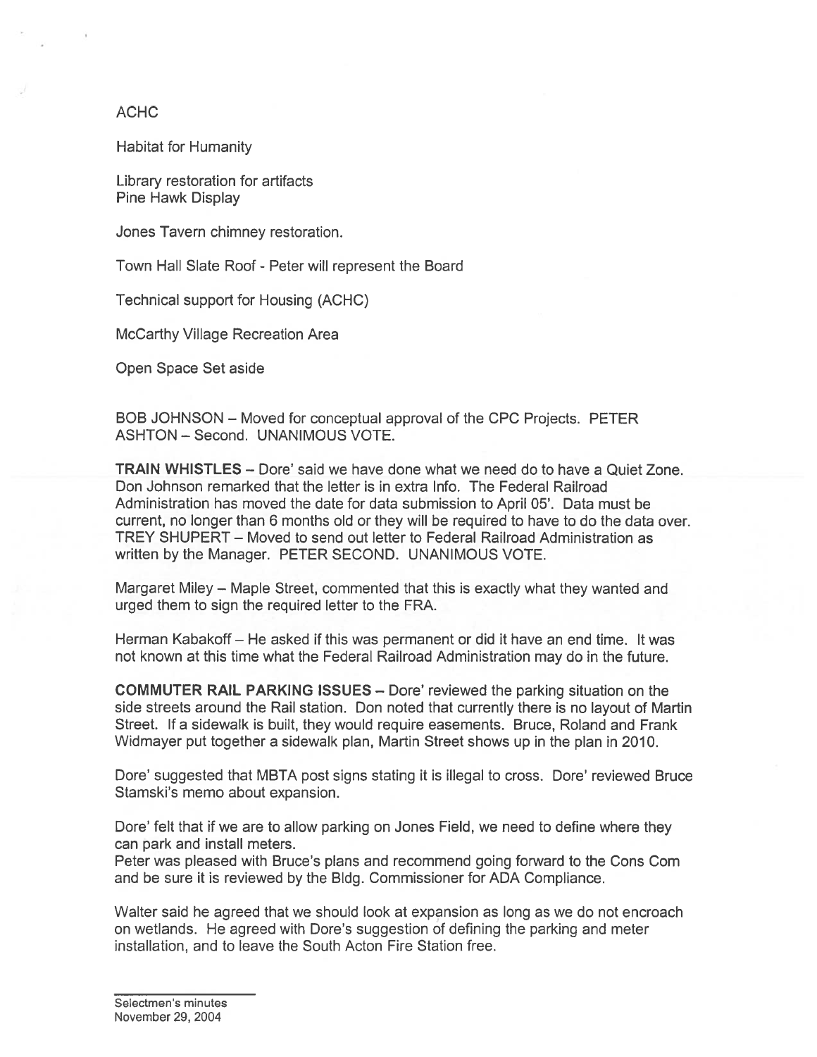ACHC

Habitat for Humanity

Library restoration for artifacts
Pine Hawk Display

Jones Tavern chimney restoration.

Town Hall Slate Roof - Peter will represent the Board

Technical support for Housing (ACHC)

McCarthy Village Recreation Area

Open Space Set aside

BOB JOHNSON – Moved for conceptual approval of the CPC Projects. PETER ASHTON – Second. UNANIMOUS VOTE.

**TRAIN WHISTLES** – Dore' said we have done what we need do to have a Quiet Zone. Don Johnson remarked that the letter is in extra Info. The Federal Railroad Administration has moved the date for data submission to April 05'. Data must be current, no longer than 6 months old or they will be required to have to do the data over. TREY SHUPERT – Moved to send out letter to Federal Railroad Administration as written by the Manager. PETER SECOND. UNANIMOUS VOTE.

Margaret Miley – Maple Street, commented that this is exactly what they wanted and urged them to sign the required letter to the FRA.

Herman Kabakoff – He asked if this was permanent or did it have an end time. It was not known at this time what the Federal Railroad Administration may do in the future.

**COMMUTER RAIL PARKING ISSUES** – Dore' reviewed the parking situation on the side streets around the Rail station. Don noted that currently there is no layout of Martin Street. If a sidewalk is built, they would require easements. Bruce, Roland and Frank Widmayer put together a sidewalk plan, Martin Street shows up in the plan in 2010.

Dore' suggested that MBTA post signs stating it is illegal to cross. Dore' reviewed Bruce Stamski's memo about expansion.

Dore' felt that if we are to allow parking on Jones Field, we need to define where they can park and install meters.
Peter was pleased with Bruce's plans and recommend going forward to the Cons Com and be sure it is reviewed by the Bldg. Commissioner for ADA Compliance.

Walter said he agreed that we should look at expansion as long as we do not encroach on wetlands. He agreed with Dore's suggestion of defining the parking and meter installation, and to leave the South Acton Fire Station free.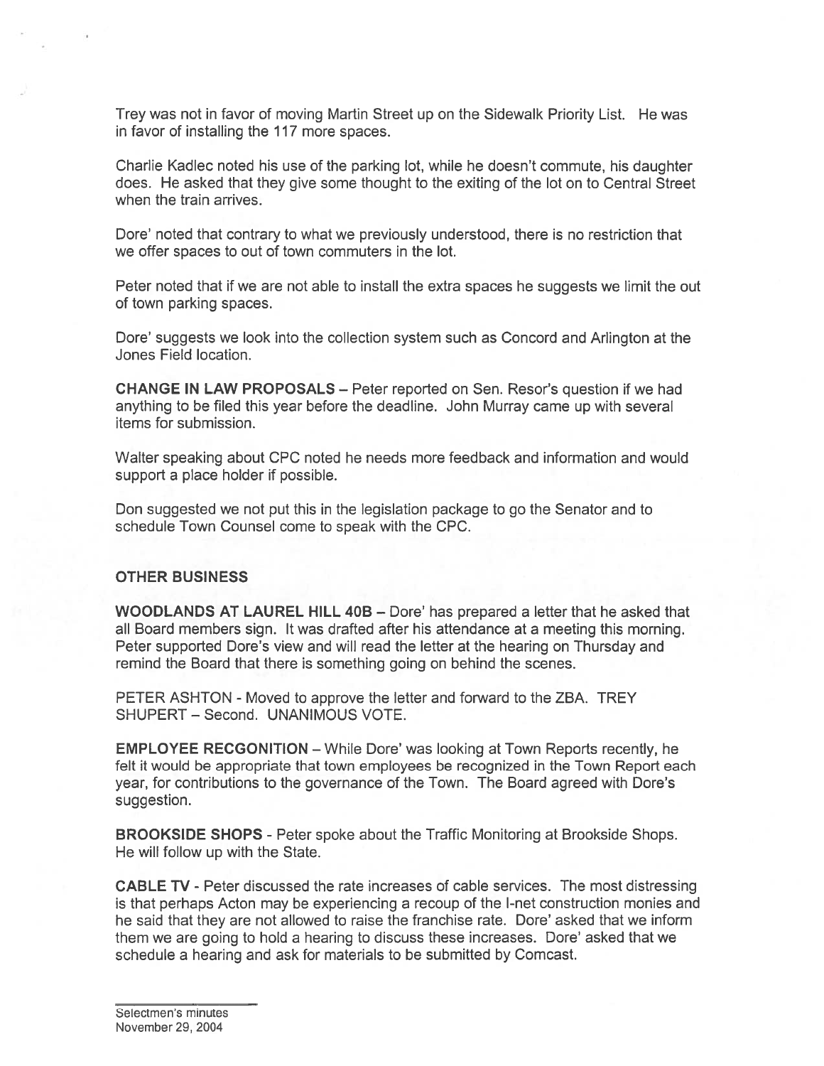Trey was not in favor of moving Martin Street up on the Sidewalk Priority List. He was in favor of installing the 117 more spaces.

Charlie Kadlec noted his use of the parking lot, while he doesn't commute, his daughter does. He asked that they give some thought to the exiting of the lot on to Central Street when the train arrives.

Dore' noted that contrary to what we previously understood, there is no restriction that we offer spaces to out of town commuters in the lot.

Peter noted that if we are not able to install the extra spaces he suggests we limit the out of town parking spaces.

Dore' suggests we look into the collection system such as Concord and Arlington at the Jones Field location.

**CHANGE IN LAW PROPOSALS** – Peter reported on Sen. Resor's question if we had anything to be filed this year before the deadline. John Murray came up with several items for submission.

Walter speaking about CPC noted he needs more feedback and information and would support a place holder if possible.

Don suggested we not put this in the legislation package to go the Senator and to schedule Town Counsel come to speak with the CPC.

**OTHER BUSINESS**

**WOODLANDS AT LAUREL HILL 40B** – Dore' has prepared a letter that he asked that all Board members sign. It was drafted after his attendance at a meeting this morning. Peter supported Dore's view and will read the letter at the hearing on Thursday and remind the Board that there is something going on behind the scenes.

PETER ASHTON - Moved to approve the letter and forward to the ZBA. TREY SHUPERT – Second. UNANIMOUS VOTE.

**EMPLOYEE RECGONITION** – While Dore' was looking at Town Reports recently, he felt it would be appropriate that town employees be recognized in the Town Report each year, for contributions to the governance of the Town. The Board agreed with Dore's suggestion.

**BROOKSIDE SHOPS** - Peter spoke about the Traffic Monitoring at Brookside Shops. He will follow up with the State.

**CABLE TV** - Peter discussed the rate increases of cable services. The most distressing is that perhaps Acton may be experiencing a recoup of the I-net construction monies and he said that they are not allowed to raise the franchise rate. Dore' asked that we inform them we are going to hold a hearing to discuss these increases. Dore' asked that we schedule a hearing and ask for materials to be submitted by Comcast.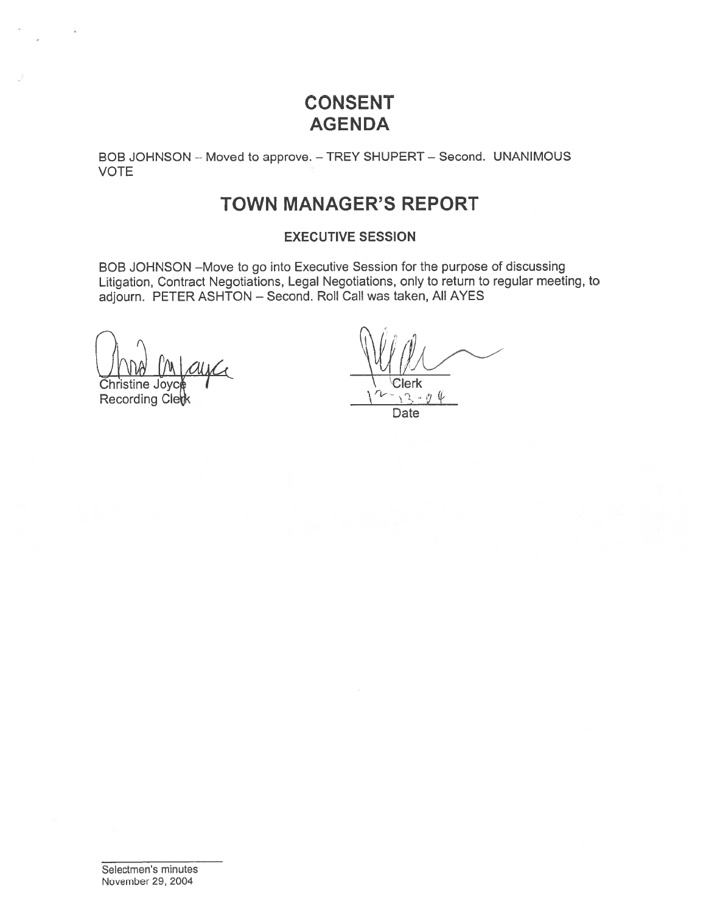# CONSENT AGENDA

BOB JOHNSON – Moved to approve. – TREY SHUPERT – Second. UNANIMOUS VOTE

# TOWN MANAGER'S REPORT

### EXECUTIVE SESSION

BOB JOHNSON –Move to go into Executive Session for the purpose of discussing Litigation, Contract Negotiations, Legal Negotiations, only to return to regular meeting, to adjourn. PETER ASHTON – Second. Roll Call was taken, All AYES

Christine Joyce
Recording Clerk

Clerk
12-13-04
Date

Selectmen's minutes
November 29, 2004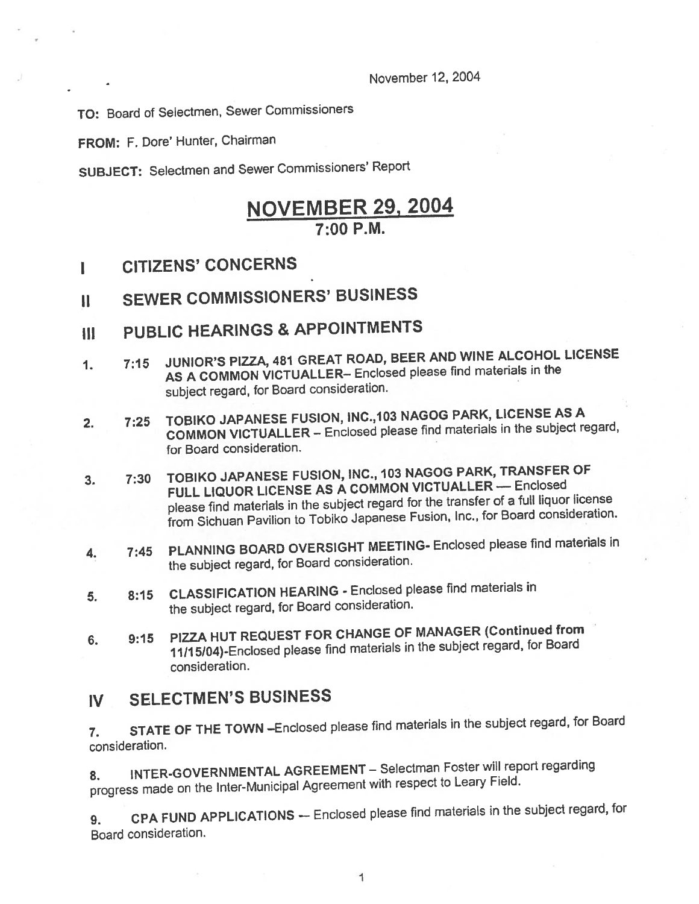November 12, 2004

**TO:** Board of Selectmen, Sewer Commissioners

**FROM:** F. Dore' Hunter, Chairman

**SUBJECT:** Selectmen and Sewer Commissioners' Report

# NOVEMBER 29, 2004
## 7:00 P.M.

## I CITIZENS' CONCERNS

## II SEWER COMMISSIONERS' BUSINESS

## III PUBLIC HEARINGS & APPOINTMENTS

1. 7:15 **JUNIOR'S PIZZA, 481 GREAT ROAD, BEER AND WINE ALCOHOL LICENSE AS A COMMON VICTUALLER**– Enclosed please find materials in the subject regard, for Board consideration.

2. 7:25 **TOBIKO JAPANESE FUSION, INC.,103 NAGOG PARK, LICENSE AS A COMMON VICTUALLER** – Enclosed please find materials in the subject regard, for Board consideration.

3. 7:30 **TOBIKO JAPANESE FUSION, INC., 103 NAGOG PARK, TRANSFER OF FULL LIQUOR LICENSE AS A COMMON VICTUALLER** — Enclosed please find materials in the subject regard for the transfer of a full liquor license from Sichuan Pavilion to Tobiko Japanese Fusion, Inc., for Board consideration.

4. 7:45 **PLANNING BOARD OVERSIGHT MEETING**- Enclosed please find materials in the subject regard, for Board consideration.

5. 8:15 **CLASSIFICATION HEARING** - Enclosed please find materials in the subject regard, for Board consideration.

6. 9:15 **PIZZA HUT REQUEST FOR CHANGE OF MANAGER (Continued from 11/15/04)**-Enclosed please find materials in the subject regard, for Board consideration.

## IV SELECTMEN'S BUSINESS

7. **STATE OF THE TOWN** –Enclosed please find materials in the subject regard, for Board consideration.

8. **INTER-GOVERNMENTAL AGREEMENT** – Selectman Foster will report regarding progress made on the Inter-Municipal Agreement with respect to Leary Field.

9. **CPA FUND APPLICATIONS** — Enclosed please find materials in the subject regard, for Board consideration.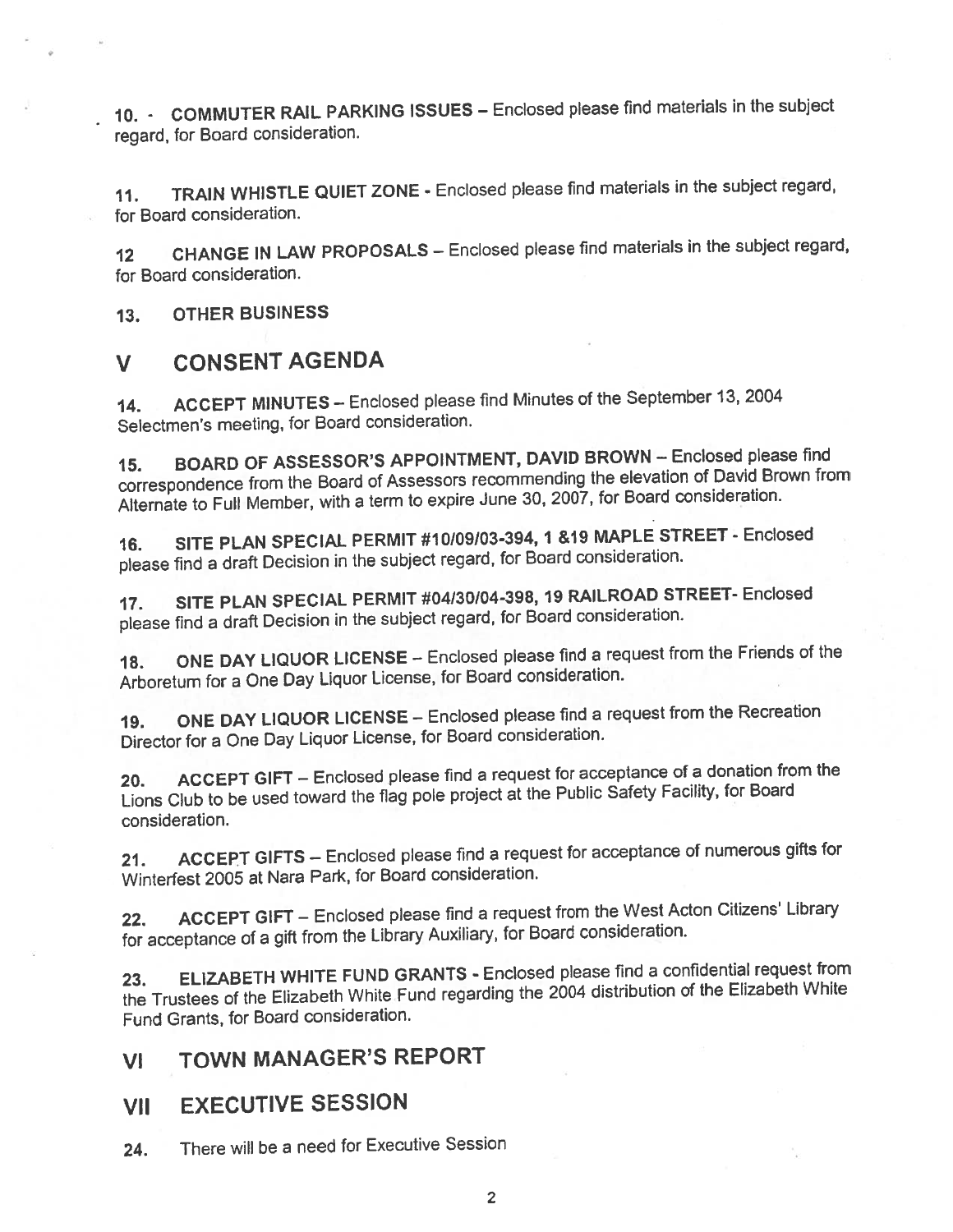10. - **COMMUTER RAIL PARKING ISSUES** – Enclosed please find materials in the subject regard, for Board consideration.

11. **TRAIN WHISTLE QUIET ZONE** - Enclosed please find materials in the subject regard, for Board consideration.

12 **CHANGE IN LAW PROPOSALS** – Enclosed please find materials in the subject regard, for Board consideration.

13. **OTHER BUSINESS**

## V CONSENT AGENDA

14. **ACCEPT MINUTES** – Enclosed please find Minutes of the September 13, 2004 Selectmen's meeting, for Board consideration.

15. **BOARD OF ASSESSOR'S APPOINTMENT, DAVID BROWN** – Enclosed please find correspondence from the Board of Assessors recommending the elevation of David Brown from Alternate to Full Member, with a term to expire June 30, 2007, for Board consideration.

16. **SITE PLAN SPECIAL PERMIT #10/09/03-394, 1 &19 MAPLE STREET** - Enclosed please find a draft Decision in the subject regard, for Board consideration.

17. **SITE PLAN SPECIAL PERMIT #04/30/04-398, 19 RAILROAD STREET**- Enclosed please find a draft Decision in the subject regard, for Board consideration.

18. **ONE DAY LIQUOR LICENSE** – Enclosed please find a request from the Friends of the Arboretum for a One Day Liquor License, for Board consideration.

19. **ONE DAY LIQUOR LICENSE** – Enclosed please find a request from the Recreation Director for a One Day Liquor License, for Board consideration.

20. **ACCEPT GIFT** – Enclosed please find a request for acceptance of a donation from the Lions Club to be used toward the flag pole project at the Public Safety Facility, for Board consideration.

21. **ACCEPT GIFTS** – Enclosed please find a request for acceptance of numerous gifts for Winterfest 2005 at Nara Park, for Board consideration.

22. **ACCEPT GIFT** – Enclosed please find a request from the West Acton Citizens' Library for acceptance of a gift from the Library Auxiliary, for Board consideration.

23. **ELIZABETH WHITE FUND GRANTS** - Enclosed please find a confidential request from the Trustees of the Elizabeth White Fund regarding the 2004 distribution of the Elizabeth White Fund Grants, for Board consideration.

## VI TOWN MANAGER'S REPORT

## VII EXECUTIVE SESSION

24. There will be a need for Executive Session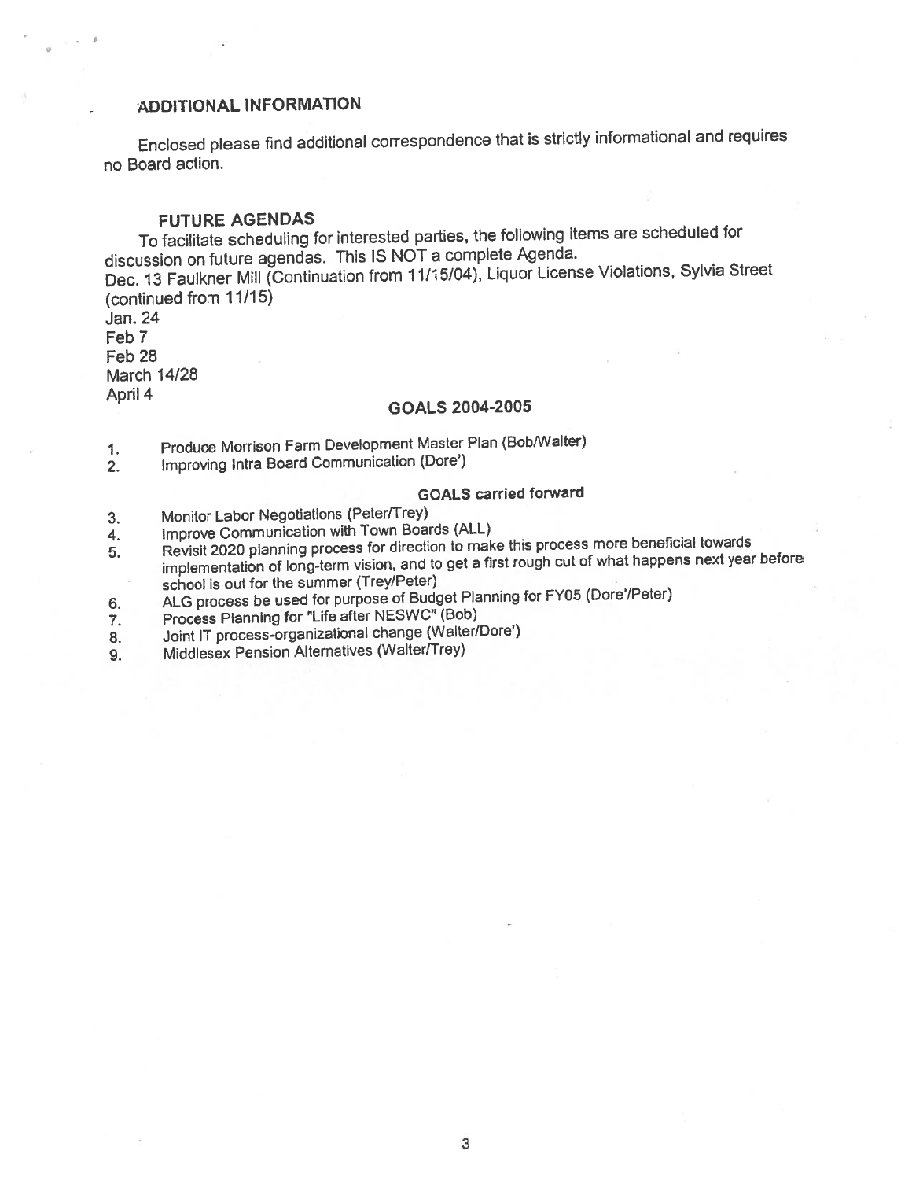## ADDITIONAL INFORMATION

Enclosed please find additional correspondence that is strictly informational and requires no Board action.

## FUTURE AGENDAS

To facilitate scheduling for interested parties, the following items are scheduled for discussion on future agendas. This IS NOT a complete Agenda.

Dec. 13 Faulkner Mill (Continuation from 11/15/04), Liquor License Violations, Sylvia Street (continued from 11/15)
Jan. 24
Feb 7
Feb 28
March 14/28
April 4

## GOALS 2004-2005

1. Produce Morrison Farm Development Master Plan (Bob/Walter)
2. Improving Intra Board Communication (Dore')

### GOALS carried forward

3. Monitor Labor Negotiations (Peter/Trey)
4. Improve Communication with Town Boards (ALL)
5. Revisit 2020 planning process for direction to make this process more beneficial towards implementation of long-term vision, and to get a first rough cut of what happens next year before school is out for the summer (Trey/Peter)
6. ALG process be used for purpose of Budget Planning for FY05 (Dore'/Peter)
7. Process Planning for "Life after NESWC" (Bob)
8. Joint IT process-organizational change (Walter/Dore')
9. Middlesex Pension Alternatives (Walter/Trey)